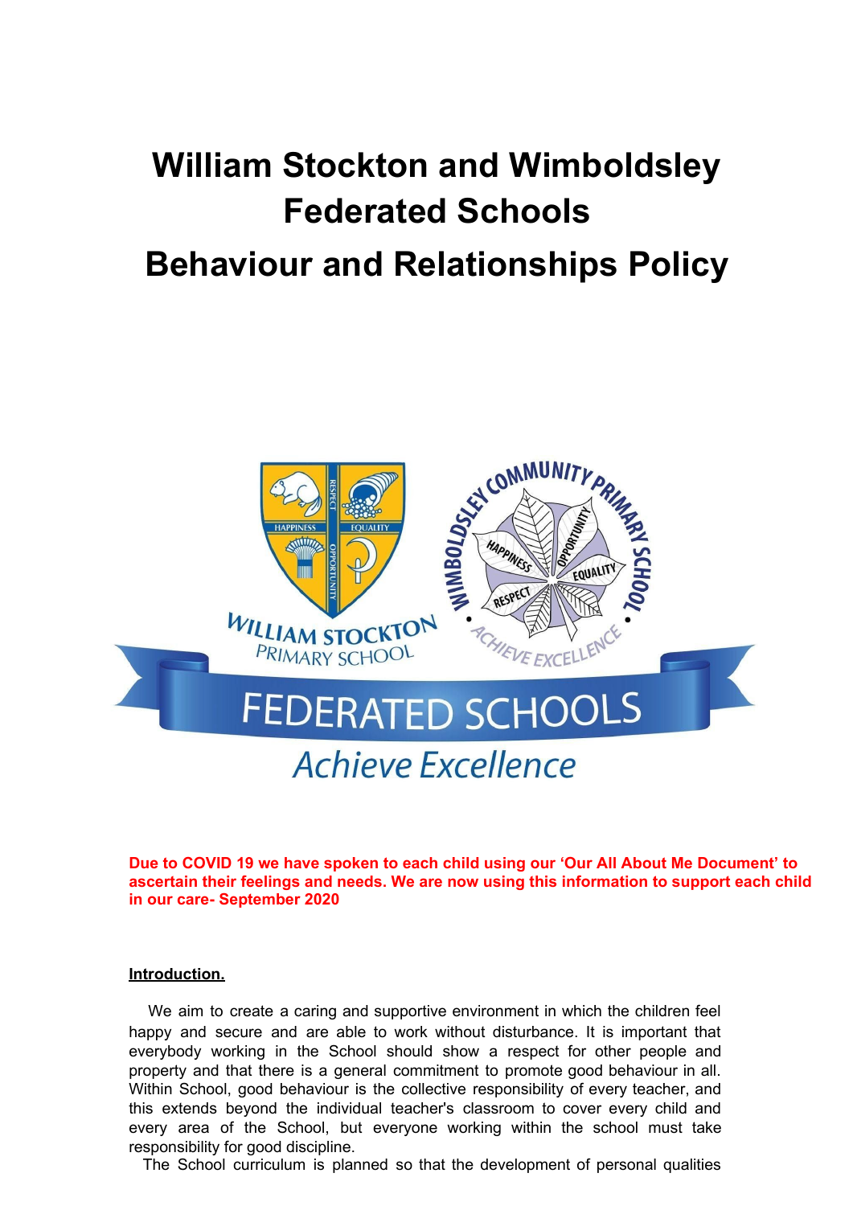# William Stockton and Wimboldsley Federated Schools

# Behaviour and Relationships Policy

**Due to COVID 19 we have spoken to each child using our 'Our All About Me Document' to ascertain their feelings and needs. We are now using this information to support each child in our care- September 2020**

## Introduction.

We aim to create a caring and supportive environment in which the children feel happy and secure and are able to work without disturbance. It is important that everybody working in the School should show a respect for other people and property and that there is a general commitment to promote good behaviour in all. Within School, good behaviour is the collective responsibility of every teacher, and this extends beyond the individual teacher's classroom to cover every child and every area of the School, but everyone working within the school must take responsibility for good discipline.

The School curriculum is planned so that the development of personal qualities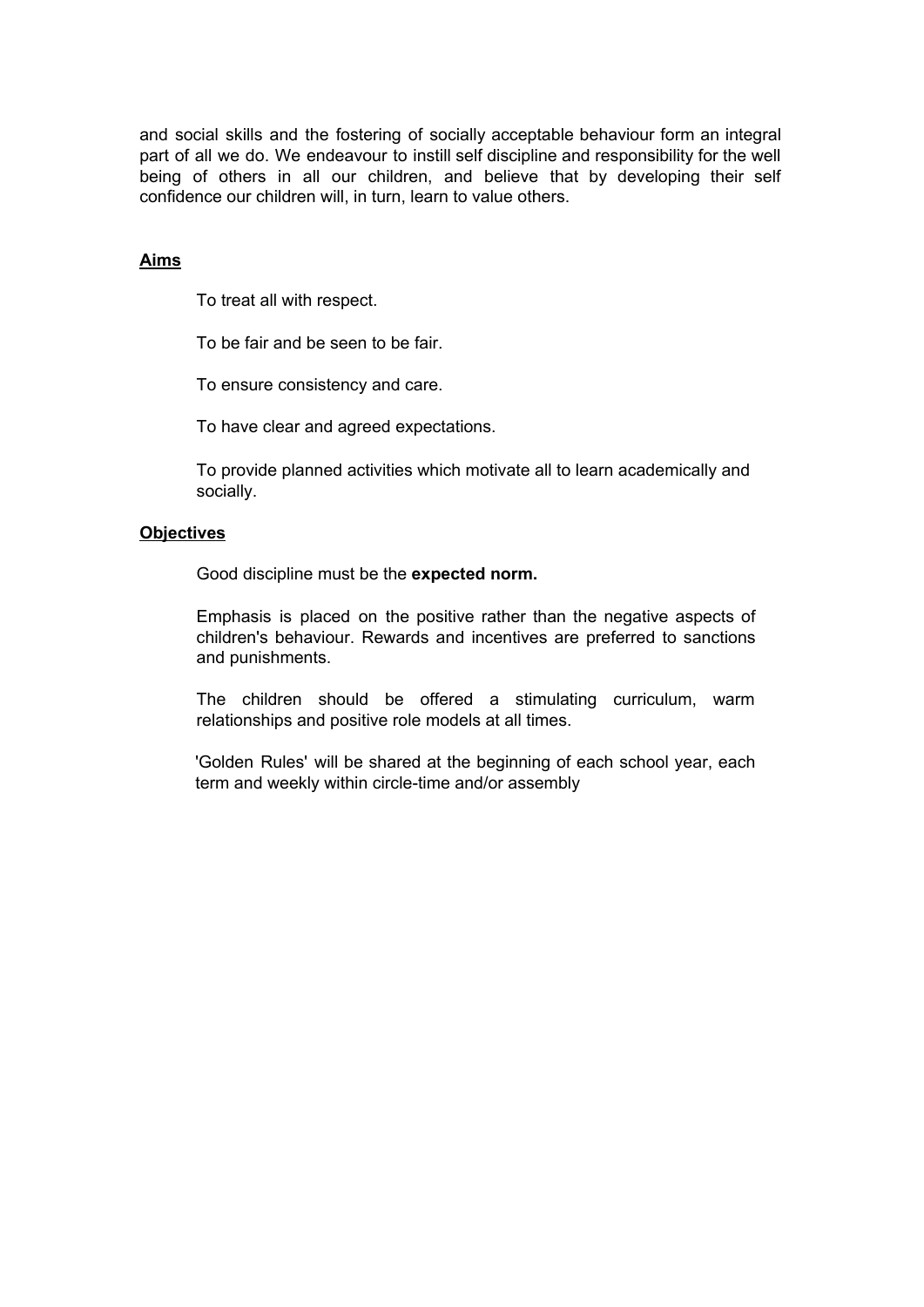and social skills and the fostering of socially acceptable behaviour form an integral part of all we do. We endeavour to instill self discipline and responsibility for the well being of others in all our children, and believe that by developing their self confidence our children will, in turn, learn to value others.

## Aims

To treat all with respect.

To be fair and be seen to be fair.

To ensure consistency and care.

To have clear and agreed expectations.

To provide planned activities which motivate all to learn academically and socially.

## Objectives

Good discipline must be the **expected norm.**

Emphasis is placed on the positive rather than the negative aspects of children's behaviour. Rewards and incentives are preferred to sanctions and punishments.

The children should be offered a stimulating curriculum, warm relationships and positive role models at all times.

'Golden Rules' will be shared at the beginning of each school year, each term and weekly within circle-time and/or assembly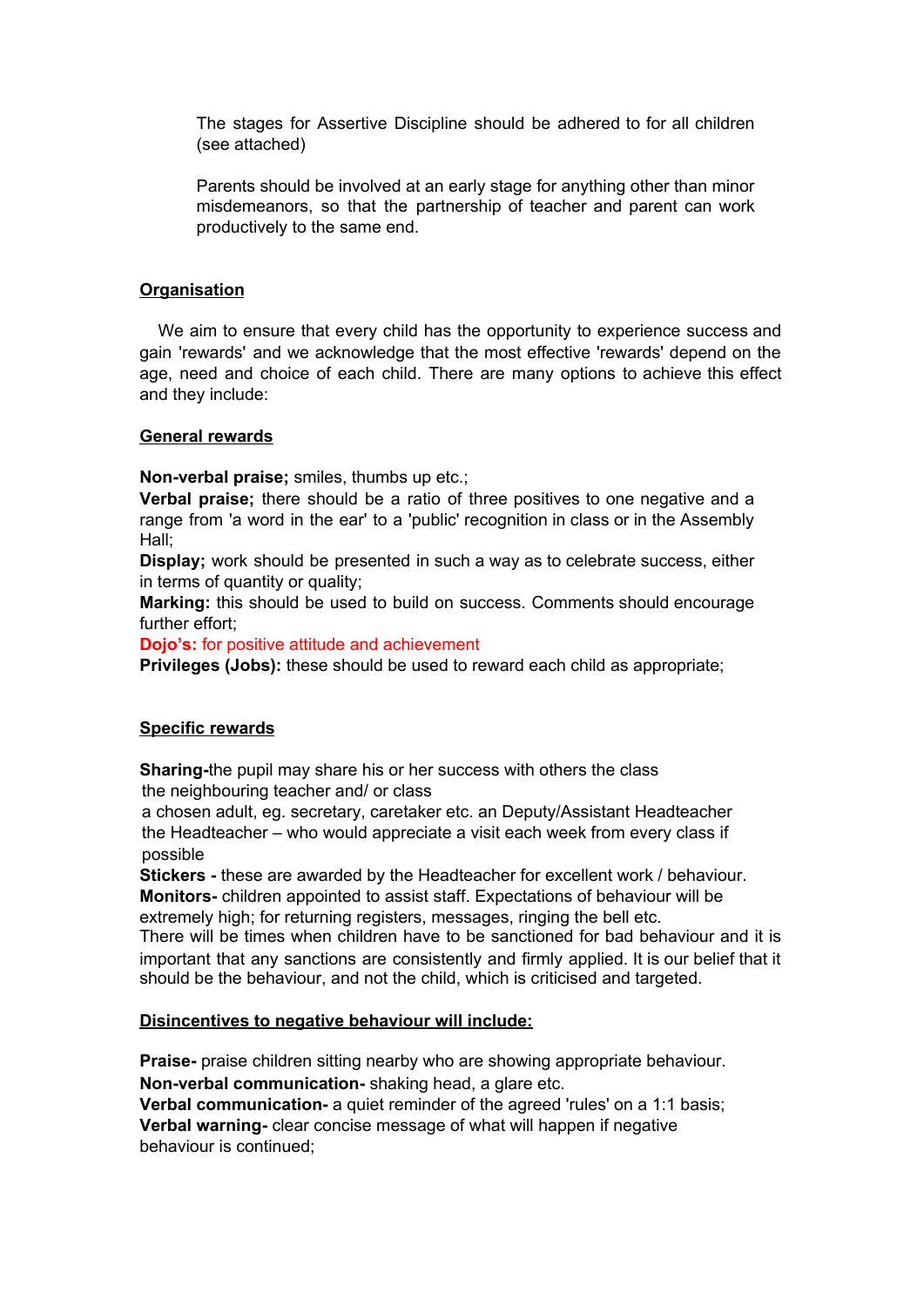The stages for Assertive Discipline should be adhered to for all children (see attached)

Parents should be involved at an early stage for anything other than minor misdemeanors, so that the partnership of teacher and parent can work productively to the same end.

## Organisation

We aim to ensure that every child has the opportunity to experience success and gain 'rewards' and we acknowledge that the most effective 'rewards' depend on the age, need and choice of each child. There are many options to achieve this effect and they include:

## General rewards

**Non-verbal praise;** smiles, thumbs up etc.;
**Verbal praise;** there should be a ratio of three positives to one negative and a range from 'a word in the ear' to a 'public' recognition in class or in the Assembly Hall;
**Display;** work should be presented in such a way as to celebrate success, either in terms of quantity or quality;
**Marking:** this should be used to build on success. Comments should encourage further effort;
**Dojo's:** for positive attitude and achievement
**Privileges (Jobs):** these should be used to reward each child as appropriate;

## Specific rewards

**Sharing-**the pupil may share his or her success with others the class
the neighbouring teacher and/ or class
a chosen adult, eg. secretary, caretaker etc. an Deputy/Assistant Headteacher
the Headteacher – who would appreciate a visit each week from every class if possible
**Stickers -** these are awarded by the Headteacher for excellent work / behaviour.
**Monitors-** children appointed to assist staff. Expectations of behaviour will be extremely high; for returning registers, messages, ringing the bell etc.
There will be times when children have to be sanctioned for bad behaviour and it is important that any sanctions are consistently and firmly applied. It is our belief that it should be the behaviour, and not the child, which is criticised and targeted.

## Disincentives to negative behaviour will include:

**Praise-** praise children sitting nearby who are showing appropriate behaviour.
**Non-verbal communication-** shaking head, a glare etc.
**Verbal communication-** a quiet reminder of the agreed 'rules' on a 1:1 basis;
**Verbal warning-** clear concise message of what will happen if negative behaviour is continued;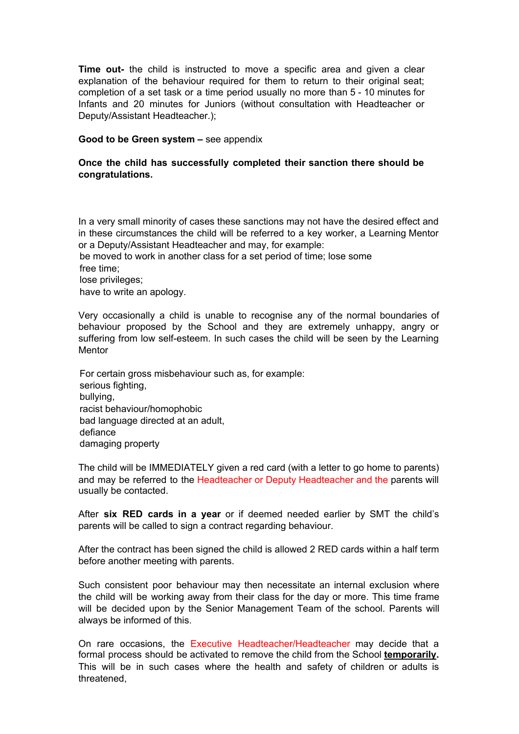**Time out-** the child is instructed to move a specific area and given a clear explanation of the behaviour required for them to return to their original seat; completion of a set task or a time period usually no more than 5 - 10 minutes for Infants and 20 minutes for Juniors (without consultation with Headteacher or Deputy/Assistant Headteacher.);

**Good to be Green system –** see appendix

**Once the child has successfully completed their sanction there should be congratulations.**

In a very small minority of cases these sanctions may not have the desired effect and in these circumstances the child will be referred to a key worker, a Learning Mentor or a Deputy/Assistant Headteacher and may, for example:

be moved to work in another class for a set period of time; lose some free time;
lose privileges;
have to write an apology.

Very occasionally a child is unable to recognise any of the normal boundaries of behaviour proposed by the School and they are extremely unhappy, angry or suffering from low self-esteem. In such cases the child will be seen by the Learning Mentor

For certain gross misbehaviour such as, for example:
serious fighting,
bullying,
racist behaviour/homophobic
bad language directed at an adult,
defiance
damaging property

The child will be IMMEDIATELY given a red card (with a letter to go home to parents) and may be referred to the Headteacher or Deputy Headteacher and the parents will usually be contacted.

After **six RED cards in a year** or if deemed needed earlier by SMT the child's parents will be called to sign a contract regarding behaviour.

After the contract has been signed the child is allowed 2 RED cards within a half term before another meeting with parents.

Such consistent poor behaviour may then necessitate an internal exclusion where the child will be working away from their class for the day or more. This time frame will be decided upon by the Senior Management Team of the school. Parents will always be informed of this.

On rare occasions, the Executive Headteacher/Headteacher may decide that a formal process should be activated to remove the child from the School **temporarily.** This will be in such cases where the health and safety of children or adults is threatened,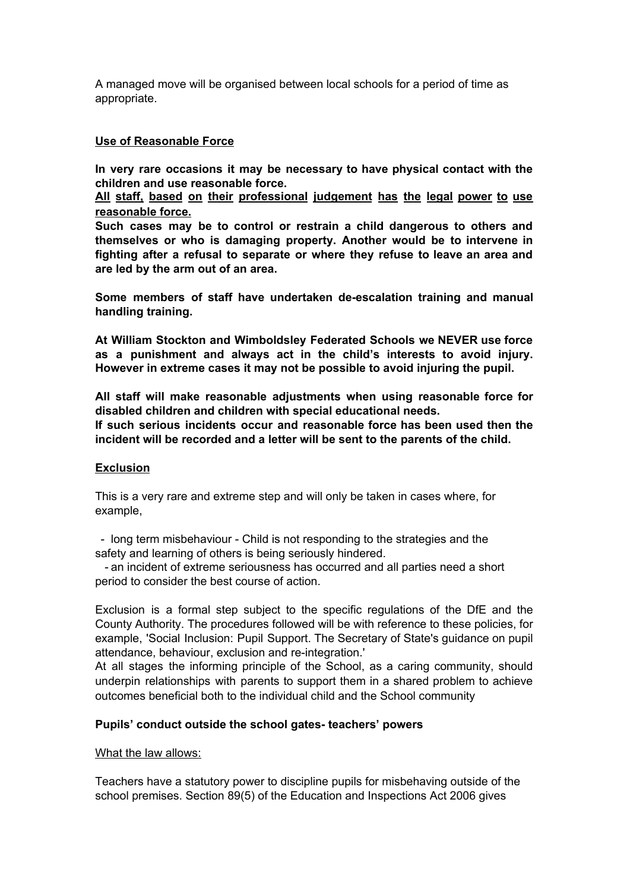A managed move will be organised between local schools for a period of time as appropriate.

## Use of Reasonable Force

**In very rare occasions it may be necessary to have physical contact with the children and use reasonable force.**

**All staff, based on their professional judgement has the legal power to use reasonable force.**

**Such cases may be to control or restrain a child dangerous to others and themselves or who is damaging property. Another would be to intervene in fighting after a refusal to separate or where they refuse to leave an area and are led by the arm out of an area.**

**Some members of staff have undertaken de-escalation training and manual handling training.**

**At William Stockton and Wimboldsley Federated Schools we NEVER use force as a punishment and always act in the child's interests to avoid injury. However in extreme cases it may not be possible to avoid injuring the pupil.**

**All staff will make reasonable adjustments when using reasonable force for disabled children and children with special educational needs.**

**If such serious incidents occur and reasonable force has been used then the incident will be recorded and a letter will be sent to the parents of the child.**

## Exclusion

This is a very rare and extreme step and will only be taken in cases where, for example,

- long term misbehaviour - Child is not responding to the strategies and the safety and learning of others is being seriously hindered.
- an incident of extreme seriousness has occurred and all parties need a short period to consider the best course of action.

Exclusion is a formal step subject to the specific regulations of the DfE and the County Authority. The procedures followed will be with reference to these policies, for example, 'Social Inclusion: Pupil Support. The Secretary of State's guidance on pupil attendance, behaviour, exclusion and re-integration.'

At all stages the informing principle of the School, as a caring community, should underpin relationships with parents to support them in a shared problem to achieve outcomes beneficial both to the individual child and the School community

**Pupils' conduct outside the school gates- teachers' powers**

What the law allows:

Teachers have a statutory power to discipline pupils for misbehaving outside of the school premises. Section 89(5) of the Education and Inspections Act 2006 gives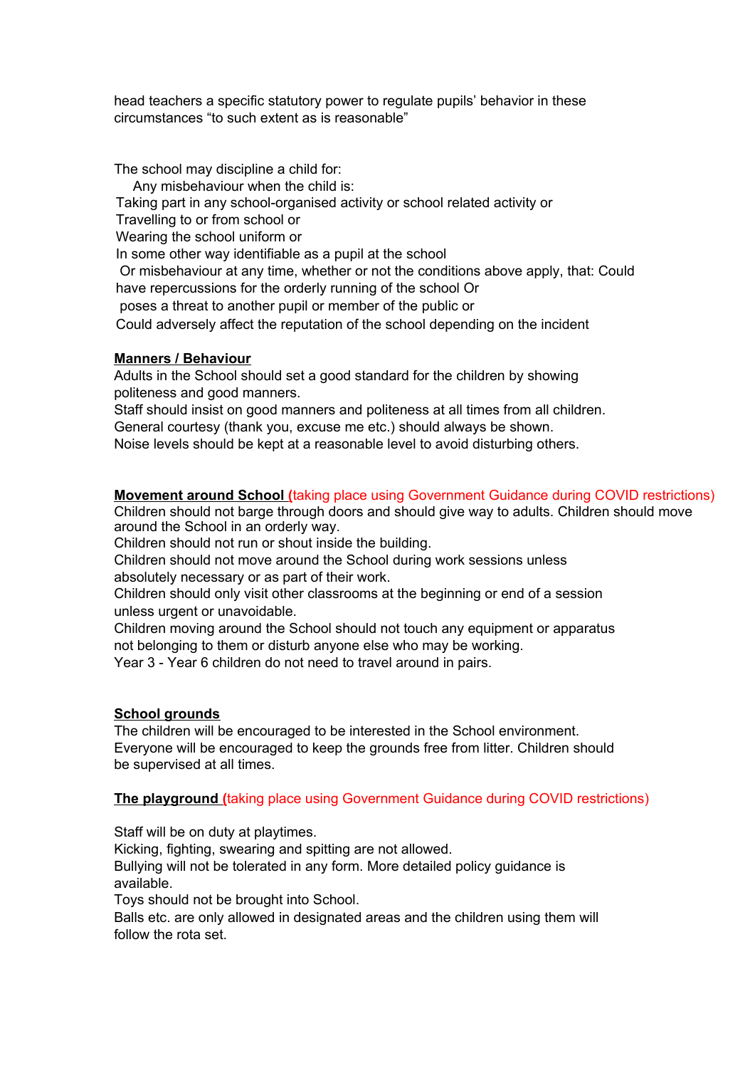head teachers a specific statutory power to regulate pupils' behavior in these circumstances "to such extent as is reasonable"

The school may discipline a child for:

Any misbehaviour when the child is:

- Taking part in any school-organised activity or school related activity or
- Travelling to or from school or
- Wearing the school uniform or
- In some other way identifiable as a pupil at the school

Or misbehaviour at any time, whether or not the conditions above apply, that: Could have repercussions for the orderly running of the school Or

- poses a threat to another pupil or member of the public or
- Could adversely affect the reputation of the school depending on the incident

**Manners / Behaviour**

Adults in the School should set a good standard for the children by showing politeness and good manners.
Staff should insist on good manners and politeness at all times from all children.
General courtesy (thank you, excuse me etc.) should always be shown.
Noise levels should be kept at a reasonable level to avoid disturbing others.

**Movement around School (**taking place using Government Guidance during COVID restrictions)

Children should not barge through doors and should give way to adults. Children should move around the School in an orderly way.
Children should not run or shout inside the building.
Children should not move around the School during work sessions unless absolutely necessary or as part of their work.
Children should only visit other classrooms at the beginning or end of a session unless urgent or unavoidable.
Children moving around the School should not touch any equipment or apparatus not belonging to them or disturb anyone else who may be working.
Year 3 - Year 6 children do not need to travel around in pairs.

**School grounds**

The children will be encouraged to be interested in the School environment.
Everyone will be encouraged to keep the grounds free from litter. Children should be supervised at all times.

**The playground (**taking place using Government Guidance during COVID restrictions)

Staff will be on duty at playtimes.
Kicking, fighting, swearing and spitting are not allowed.
Bullying will not be tolerated in any form. More detailed policy guidance is available.
Toys should not be brought into School.
Balls etc. are only allowed in designated areas and the children using them will follow the rota set.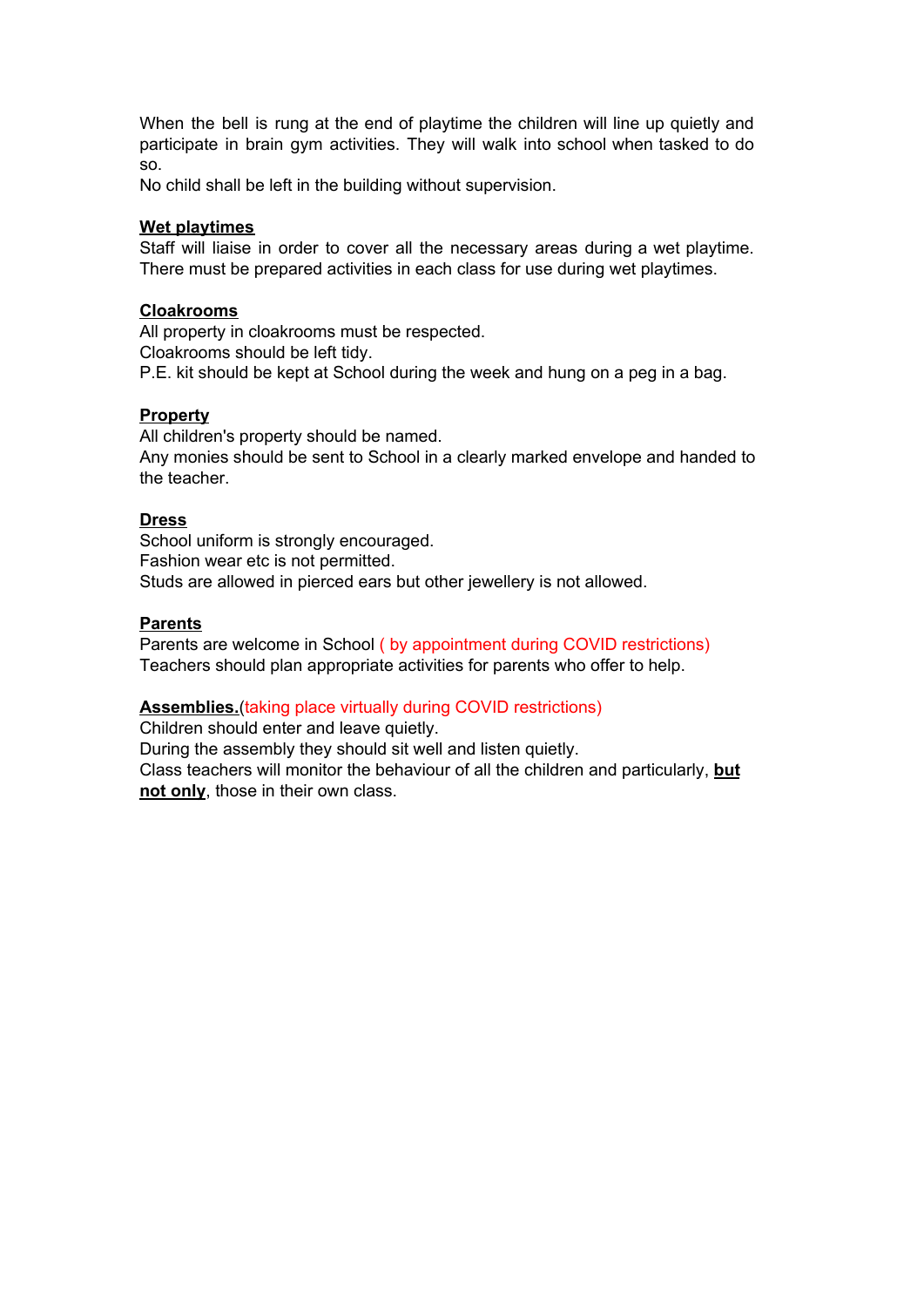When the bell is rung at the end of playtime the children will line up quietly and participate in brain gym activities. They will walk into school when tasked to do so.

No child shall be left in the building without supervision.

**Wet playtimes**

Staff will liaise in order to cover all the necessary areas during a wet playtime. There must be prepared activities in each class for use during wet playtimes.

**Cloakrooms**

All property in cloakrooms must be respected.

Cloakrooms should be left tidy.

P.E. kit should be kept at School during the week and hung on a peg in a bag.

**Property**

All children's property should be named.

Any monies should be sent to School in a clearly marked envelope and handed to the teacher.

**Dress**

School uniform is strongly encouraged.

Fashion wear etc is not permitted.

Studs are allowed in pierced ears but other jewellery is not allowed.

**Parents**

Parents are welcome in School ( by appointment during COVID restrictions)

Teachers should plan appropriate activities for parents who offer to help.

**Assemblies.**(taking place virtually during COVID restrictions)

Children should enter and leave quietly.

During the assembly they should sit well and listen quietly.

Class teachers will monitor the behaviour of all the children and particularly, **but not only**, those in their own class.